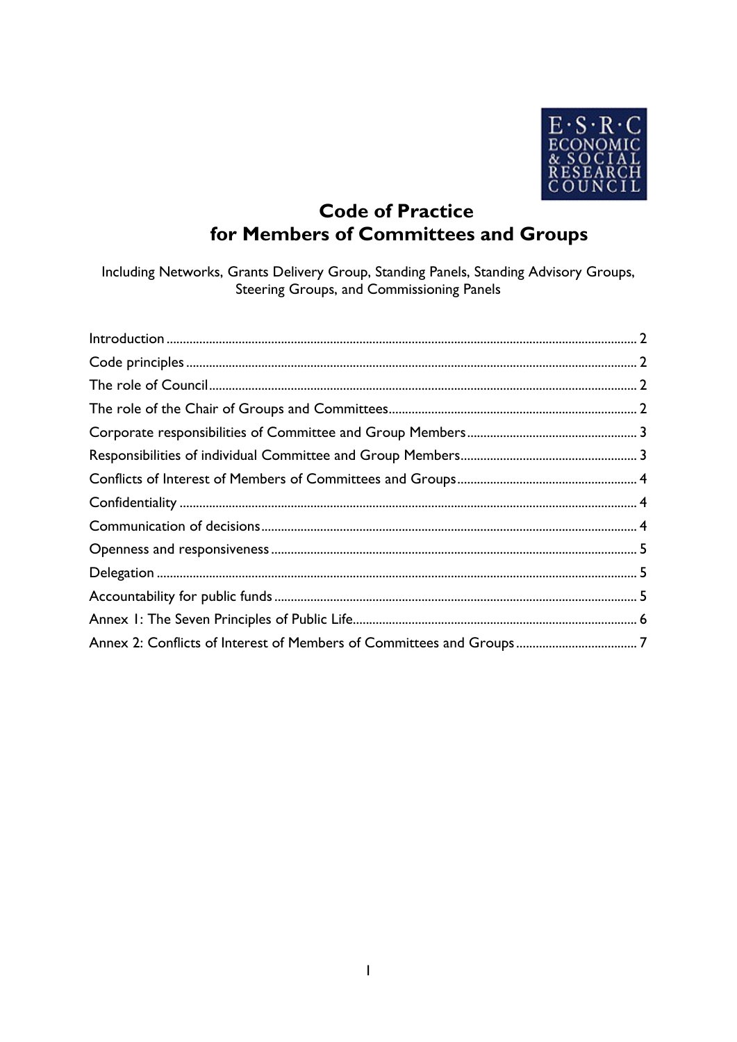# Code of Practice for Members of Committees and Groups

Including Networks, Grants Delivery Group, Standing Panels, Standing Advisory Groups, Steering Groups, and Commissioning Panels

| | |
|---|---|
| Introduction | 2 |
| Code principles | 2 |
| The role of Council | 2 |
| The role of the Chair of Groups and Committees | 2 |
| Corporate responsibilities of Committee and Group Members | 3 |
| Responsibilities of individual Committee and Group Members | 3 |
| Conflicts of Interest of Members of Committees and Groups | 4 |
| Confidentiality | 4 |
| Communication of decisions | 4 |
| Openness and responsiveness | 5 |
| Delegation | 5 |
| Accountability for public funds | 5 |
| Annex 1: The Seven Principles of Public Life | 6 |
| Annex 2: Conflicts of Interest of Members of Committees and Groups | 7 |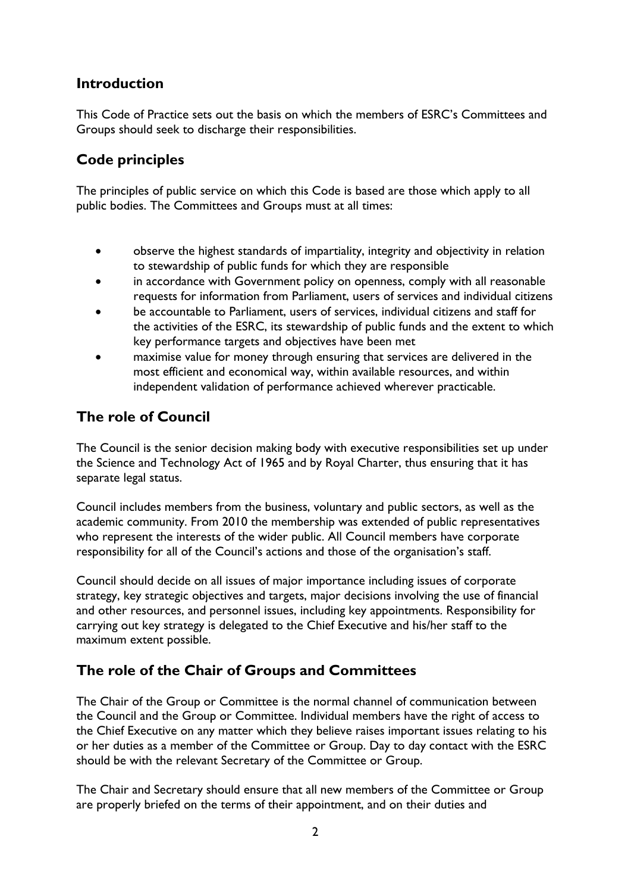## Introduction

This Code of Practice sets out the basis on which the members of ESRC's Committees and Groups should seek to discharge their responsibilities.

## Code principles

The principles of public service on which this Code is based are those which apply to all public bodies. The Committees and Groups must at all times:

- observe the highest standards of impartiality, integrity and objectivity in relation to stewardship of public funds for which they are responsible
- in accordance with Government policy on openness, comply with all reasonable requests for information from Parliament, users of services and individual citizens
- be accountable to Parliament, users of services, individual citizens and staff for the activities of the ESRC, its stewardship of public funds and the extent to which key performance targets and objectives have been met
- maximise value for money through ensuring that services are delivered in the most efficient and economical way, within available resources, and within independent validation of performance achieved wherever practicable.

## The role of Council

The Council is the senior decision making body with executive responsibilities set up under the Science and Technology Act of 1965 and by Royal Charter, thus ensuring that it has separate legal status.

Council includes members from the business, voluntary and public sectors, as well as the academic community. From 2010 the membership was extended of public representatives who represent the interests of the wider public. All Council members have corporate responsibility for all of the Council's actions and those of the organisation's staff.

Council should decide on all issues of major importance including issues of corporate strategy, key strategic objectives and targets, major decisions involving the use of financial and other resources, and personnel issues, including key appointments. Responsibility for carrying out key strategy is delegated to the Chief Executive and his/her staff to the maximum extent possible.

## The role of the Chair of Groups and Committees

The Chair of the Group or Committee is the normal channel of communication between the Council and the Group or Committee. Individual members have the right of access to the Chief Executive on any matter which they believe raises important issues relating to his or her duties as a member of the Committee or Group. Day to day contact with the ESRC should be with the relevant Secretary of the Committee or Group.

The Chair and Secretary should ensure that all new members of the Committee or Group are properly briefed on the terms of their appointment, and on their duties and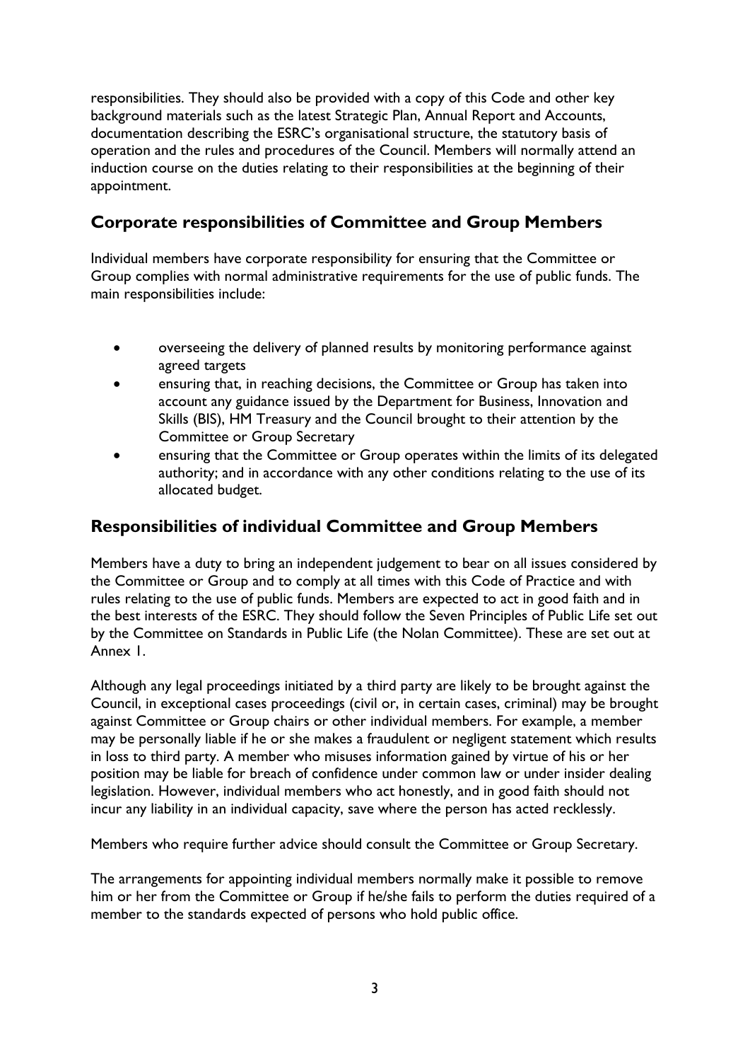responsibilities. They should also be provided with a copy of this Code and other key background materials such as the latest Strategic Plan, Annual Report and Accounts, documentation describing the ESRC's organisational structure, the statutory basis of operation and the rules and procedures of the Council. Members will normally attend an induction course on the duties relating to their responsibilities at the beginning of their appointment.

## Corporate responsibilities of Committee and Group Members

Individual members have corporate responsibility for ensuring that the Committee or Group complies with normal administrative requirements for the use of public funds. The main responsibilities include:

- overseeing the delivery of planned results by monitoring performance against agreed targets
- ensuring that, in reaching decisions, the Committee or Group has taken into account any guidance issued by the Department for Business, Innovation and Skills (BIS), HM Treasury and the Council brought to their attention by the Committee or Group Secretary
- ensuring that the Committee or Group operates within the limits of its delegated authority; and in accordance with any other conditions relating to the use of its allocated budget.

## Responsibilities of individual Committee and Group Members

Members have a duty to bring an independent judgement to bear on all issues considered by the Committee or Group and to comply at all times with this Code of Practice and with rules relating to the use of public funds. Members are expected to act in good faith and in the best interests of the ESRC. They should follow the Seven Principles of Public Life set out by the Committee on Standards in Public Life (the Nolan Committee). These are set out at Annex 1.

Although any legal proceedings initiated by a third party are likely to be brought against the Council, in exceptional cases proceedings (civil or, in certain cases, criminal) may be brought against Committee or Group chairs or other individual members. For example, a member may be personally liable if he or she makes a fraudulent or negligent statement which results in loss to third party. A member who misuses information gained by virtue of his or her position may be liable for breach of confidence under common law or under insider dealing legislation. However, individual members who act honestly, and in good faith should not incur any liability in an individual capacity, save where the person has acted recklessly.

Members who require further advice should consult the Committee or Group Secretary.

The arrangements for appointing individual members normally make it possible to remove him or her from the Committee or Group if he/she fails to perform the duties required of a member to the standards expected of persons who hold public office.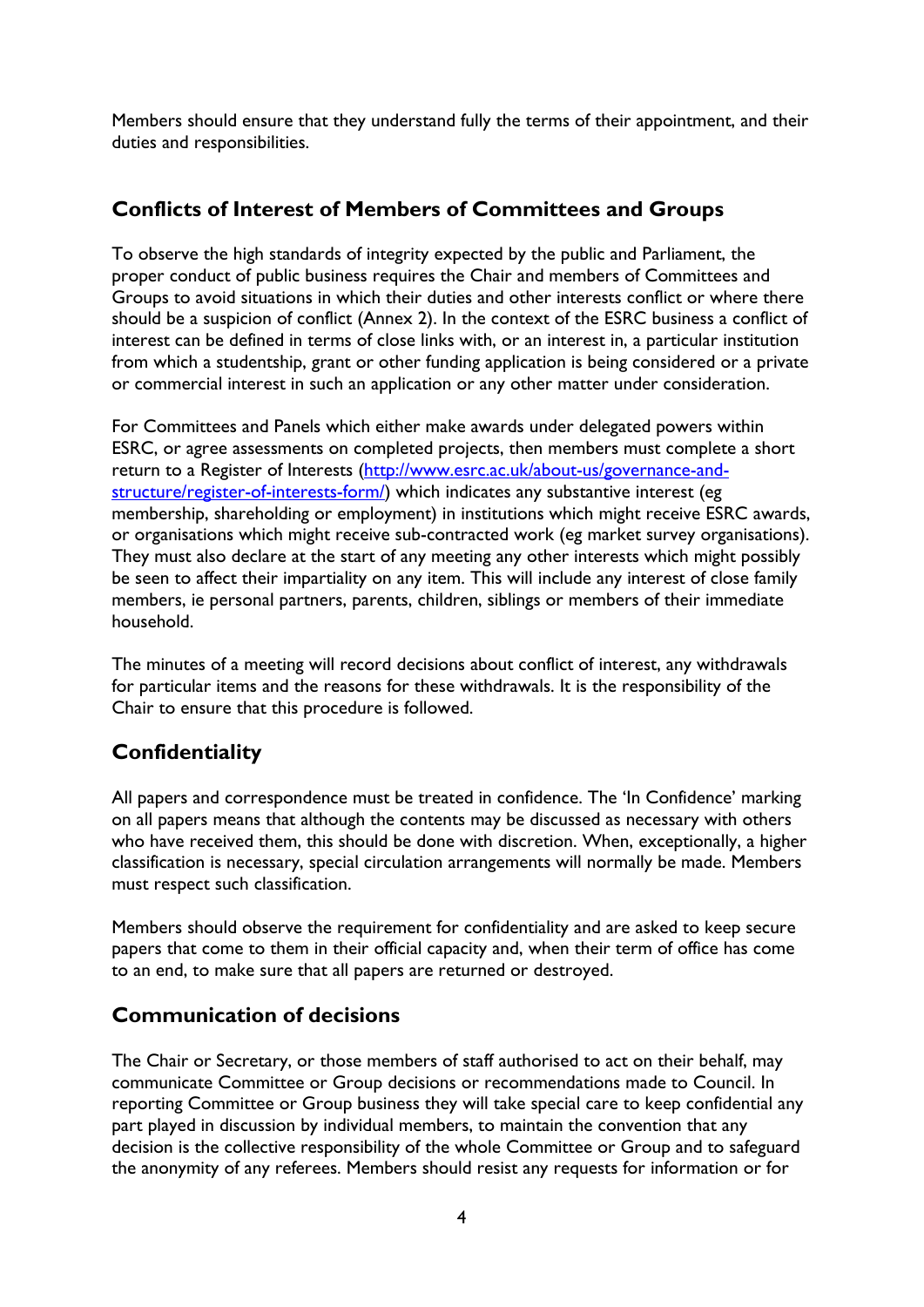Members should ensure that they understand fully the terms of their appointment, and their duties and responsibilities.

## Conflicts of Interest of Members of Committees and Groups

To observe the high standards of integrity expected by the public and Parliament, the proper conduct of public business requires the Chair and members of Committees and Groups to avoid situations in which their duties and other interests conflict or where there should be a suspicion of conflict (Annex 2). In the context of the ESRC business a conflict of interest can be defined in terms of close links with, or an interest in, a particular institution from which a studentship, grant or other funding application is being considered or a private or commercial interest in such an application or any other matter under consideration.

For Committees and Panels which either make awards under delegated powers within ESRC, or agree assessments on completed projects, then members must complete a short return to a Register of Interests (http://www.esrc.ac.uk/about-us/governance-and-structure/register-of-interests-form/) which indicates any substantive interest (eg membership, shareholding or employment) in institutions which might receive ESRC awards, or organisations which might receive sub-contracted work (eg market survey organisations). They must also declare at the start of any meeting any other interests which might possibly be seen to affect their impartiality on any item. This will include any interest of close family members, ie personal partners, parents, children, siblings or members of their immediate household.

The minutes of a meeting will record decisions about conflict of interest, any withdrawals for particular items and the reasons for these withdrawals. It is the responsibility of the Chair to ensure that this procedure is followed.

## Confidentiality

All papers and correspondence must be treated in confidence. The 'In Confidence' marking on all papers means that although the contents may be discussed as necessary with others who have received them, this should be done with discretion. When, exceptionally, a higher classification is necessary, special circulation arrangements will normally be made. Members must respect such classification.

Members should observe the requirement for confidentiality and are asked to keep secure papers that come to them in their official capacity and, when their term of office has come to an end, to make sure that all papers are returned or destroyed.

## Communication of decisions

The Chair or Secretary, or those members of staff authorised to act on their behalf, may communicate Committee or Group decisions or recommendations made to Council. In reporting Committee or Group business they will take special care to keep confidential any part played in discussion by individual members, to maintain the convention that any decision is the collective responsibility of the whole Committee or Group and to safeguard the anonymity of any referees. Members should resist any requests for information or for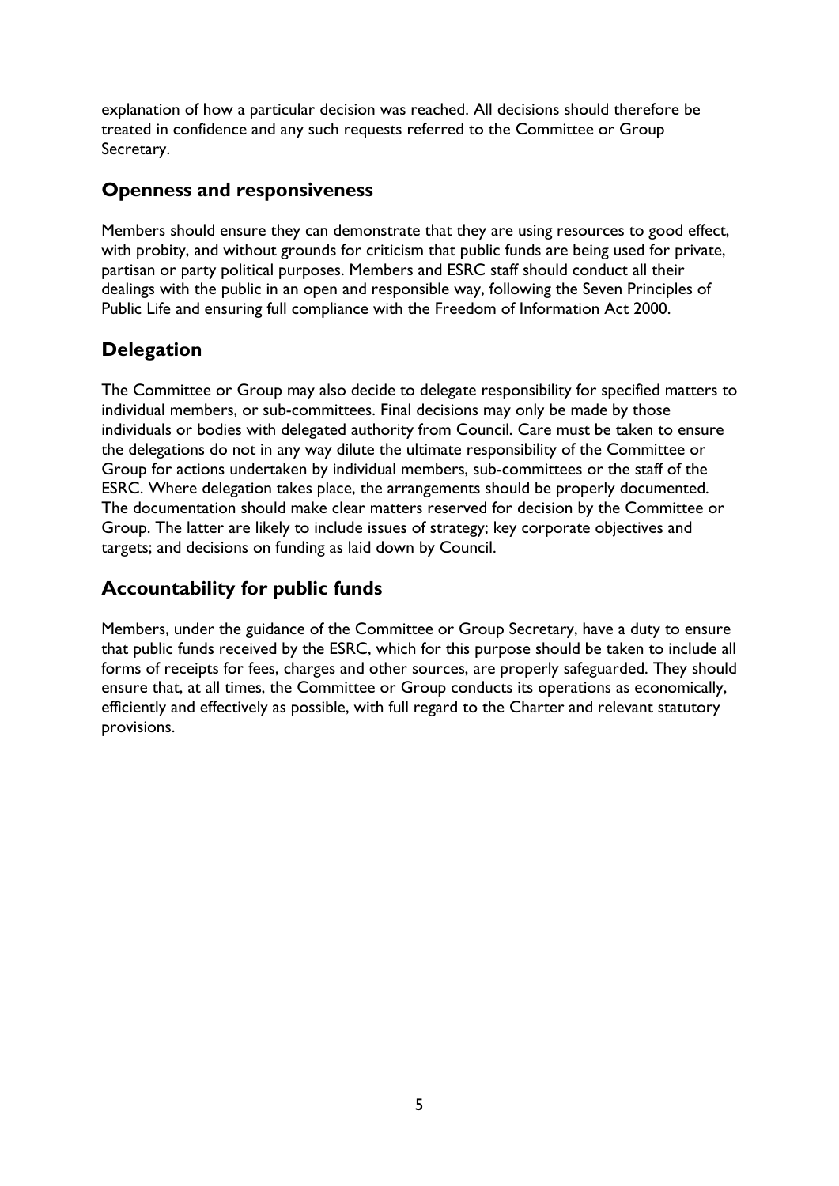explanation of how a particular decision was reached. All decisions should therefore be treated in confidence and any such requests referred to the Committee or Group Secretary.

## Openness and responsiveness

Members should ensure they can demonstrate that they are using resources to good effect, with probity, and without grounds for criticism that public funds are being used for private, partisan or party political purposes. Members and ESRC staff should conduct all their dealings with the public in an open and responsible way, following the Seven Principles of Public Life and ensuring full compliance with the Freedom of Information Act 2000.

## Delegation

The Committee or Group may also decide to delegate responsibility for specified matters to individual members, or sub-committees. Final decisions may only be made by those individuals or bodies with delegated authority from Council. Care must be taken to ensure the delegations do not in any way dilute the ultimate responsibility of the Committee or Group for actions undertaken by individual members, sub-committees or the staff of the ESRC. Where delegation takes place, the arrangements should be properly documented. The documentation should make clear matters reserved for decision by the Committee or Group. The latter are likely to include issues of strategy; key corporate objectives and targets; and decisions on funding as laid down by Council.

## Accountability for public funds

Members, under the guidance of the Committee or Group Secretary, have a duty to ensure that public funds received by the ESRC, which for this purpose should be taken to include all forms of receipts for fees, charges and other sources, are properly safeguarded. They should ensure that, at all times, the Committee or Group conducts its operations as economically, efficiently and effectively as possible, with full regard to the Charter and relevant statutory provisions.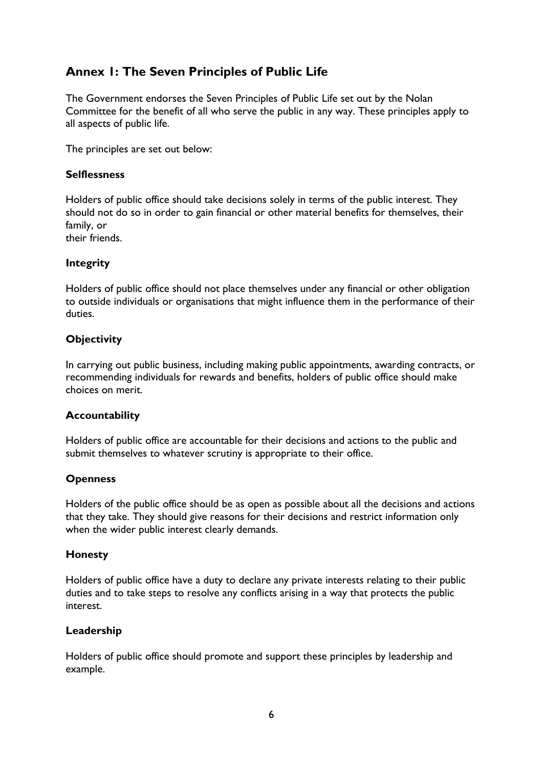## Annex 1: The Seven Principles of Public Life

The Government endorses the Seven Principles of Public Life set out by the Nolan Committee for the benefit of all who serve the public in any way. These principles apply to all aspects of public life.

The principles are set out below:

### Selflessness

Holders of public office should take decisions solely in terms of the public interest. They should not do so in order to gain financial or other material benefits for themselves, their family, or their friends.

### Integrity

Holders of public office should not place themselves under any financial or other obligation to outside individuals or organisations that might influence them in the performance of their duties.

### Objectivity

In carrying out public business, including making public appointments, awarding contracts, or recommending individuals for rewards and benefits, holders of public office should make choices on merit.

### Accountability

Holders of public office are accountable for their decisions and actions to the public and submit themselves to whatever scrutiny is appropriate to their office.

### Openness

Holders of the public office should be as open as possible about all the decisions and actions that they take. They should give reasons for their decisions and restrict information only when the wider public interest clearly demands.

### Honesty

Holders of public office have a duty to declare any private interests relating to their public duties and to take steps to resolve any conflicts arising in a way that protects the public interest.

### Leadership

Holders of public office should promote and support these principles by leadership and example.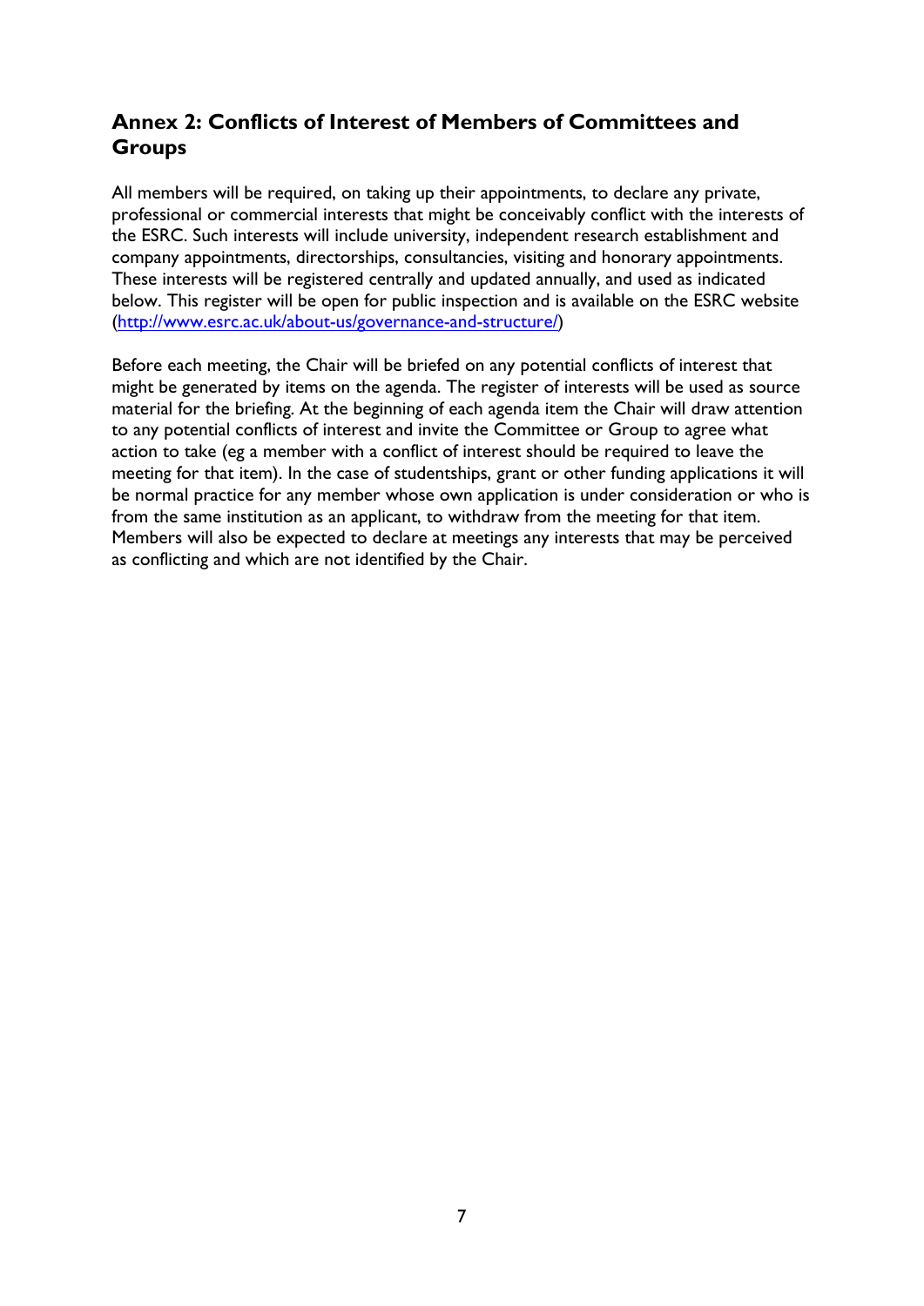## Annex 2: Conflicts of Interest of Members of Committees and Groups

All members will be required, on taking up their appointments, to declare any private, professional or commercial interests that might be conceivably conflict with the interests of the ESRC. Such interests will include university, independent research establishment and company appointments, directorships, consultancies, visiting and honorary appointments. These interests will be registered centrally and updated annually, and used as indicated below. This register will be open for public inspection and is available on the ESRC website ([http://www.esrc.ac.uk/about-us/governance-and-structure/](http://www.esrc.ac.uk/about-us/governance-and-structure/))

Before each meeting, the Chair will be briefed on any potential conflicts of interest that might be generated by items on the agenda. The register of interests will be used as source material for the briefing. At the beginning of each agenda item the Chair will draw attention to any potential conflicts of interest and invite the Committee or Group to agree what action to take (eg a member with a conflict of interest should be required to leave the meeting for that item). In the case of studentships, grant or other funding applications it will be normal practice for any member whose own application is under consideration or who is from the same institution as an applicant, to withdraw from the meeting for that item. Members will also be expected to declare at meetings any interests that may be perceived as conflicting and which are not identified by the Chair.